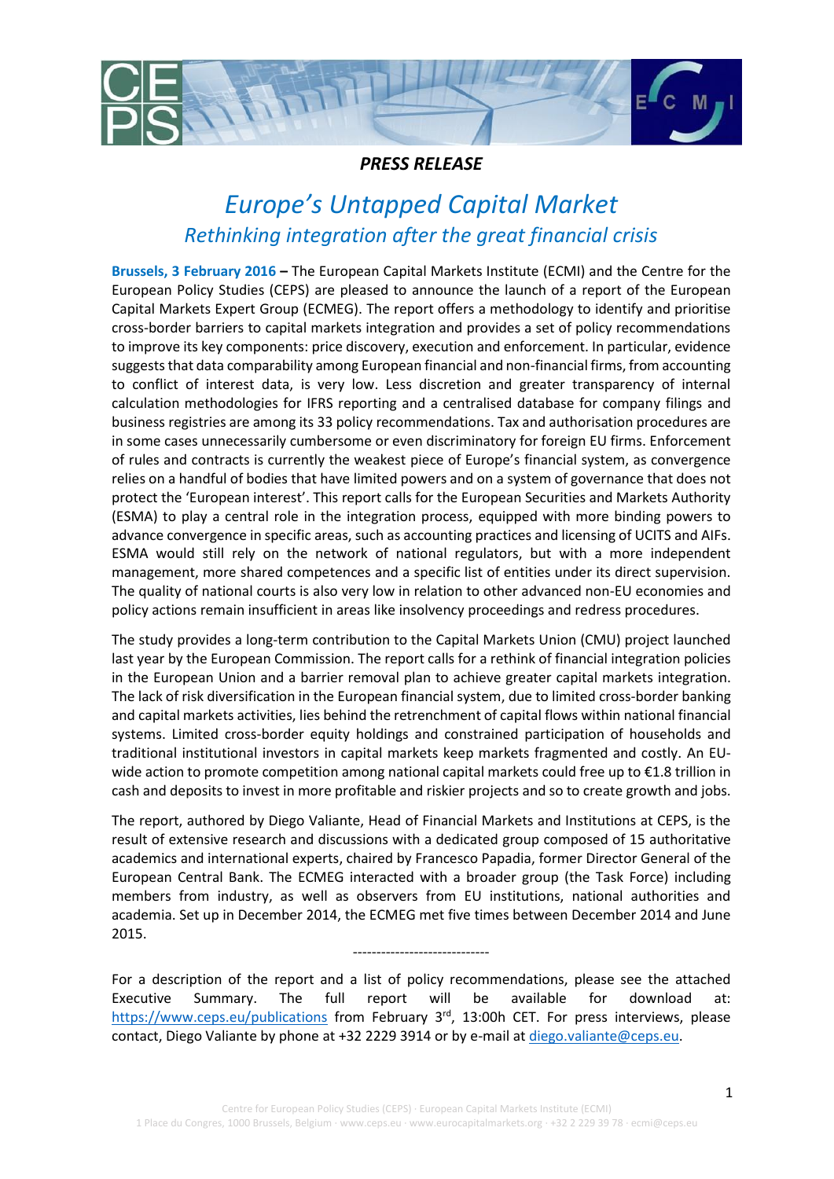***PRESS RELEASE***

# *Europe's Untapped Capital Market*

## *Rethinking integration after the great financial crisis*

**Brussels, 3 February 2016 –** The European Capital Markets Institute (ECMI) and the Centre for the European Policy Studies (CEPS) are pleased to announce the launch of a report of the European Capital Markets Expert Group (ECMEG). The report offers a methodology to identify and prioritise cross-border barriers to capital markets integration and provides a set of policy recommendations to improve its key components: price discovery, execution and enforcement. In particular, evidence suggests that data comparability among European financial and non-financial firms, from accounting to conflict of interest data, is very low. Less discretion and greater transparency of internal calculation methodologies for IFRS reporting and a centralised database for company filings and business registries are among its 33 policy recommendations. Tax and authorisation procedures are in some cases unnecessarily cumbersome or even discriminatory for foreign EU firms. Enforcement of rules and contracts is currently the weakest piece of Europe's financial system, as convergence relies on a handful of bodies that have limited powers and on a system of governance that does not protect the 'European interest'. This report calls for the European Securities and Markets Authority (ESMA) to play a central role in the integration process, equipped with more binding powers to advance convergence in specific areas, such as accounting practices and licensing of UCITS and AIFs. ESMA would still rely on the network of national regulators, but with a more independent management, more shared competences and a specific list of entities under its direct supervision. The quality of national courts is also very low in relation to other advanced non-EU economies and policy actions remain insufficient in areas like insolvency proceedings and redress procedures.

The study provides a long-term contribution to the Capital Markets Union (CMU) project launched last year by the European Commission. The report calls for a rethink of financial integration policies in the European Union and a barrier removal plan to achieve greater capital markets integration. The lack of risk diversification in the European financial system, due to limited cross-border banking and capital markets activities, lies behind the retrenchment of capital flows within national financial systems. Limited cross-border equity holdings and constrained participation of households and traditional institutional investors in capital markets keep markets fragmented and costly. An EU-wide action to promote competition among national capital markets could free up to €1.8 trillion in cash and deposits to invest in more profitable and riskier projects and so to create growth and jobs.

The report, authored by Diego Valiante, Head of Financial Markets and Institutions at CEPS, is the result of extensive research and discussions with a dedicated group composed of 15 authoritative academics and international experts, chaired by Francesco Papadia, former Director General of the European Central Bank. The ECMEG interacted with a broader group (the Task Force) including members from industry, as well as observers from EU institutions, national authorities and academia. Set up in December 2014, the ECMEG met five times between December 2014 and June 2015.

----------------------------

For a description of the report and a list of policy recommendations, please see the attached Executive Summary. The full report will be available for download at: https://www.ceps.eu/publications from February 3rd, 13:00h CET. For press interviews, please contact, Diego Valiante by phone at +32 2229 3914 or by e-mail at diego.valiante@ceps.eu.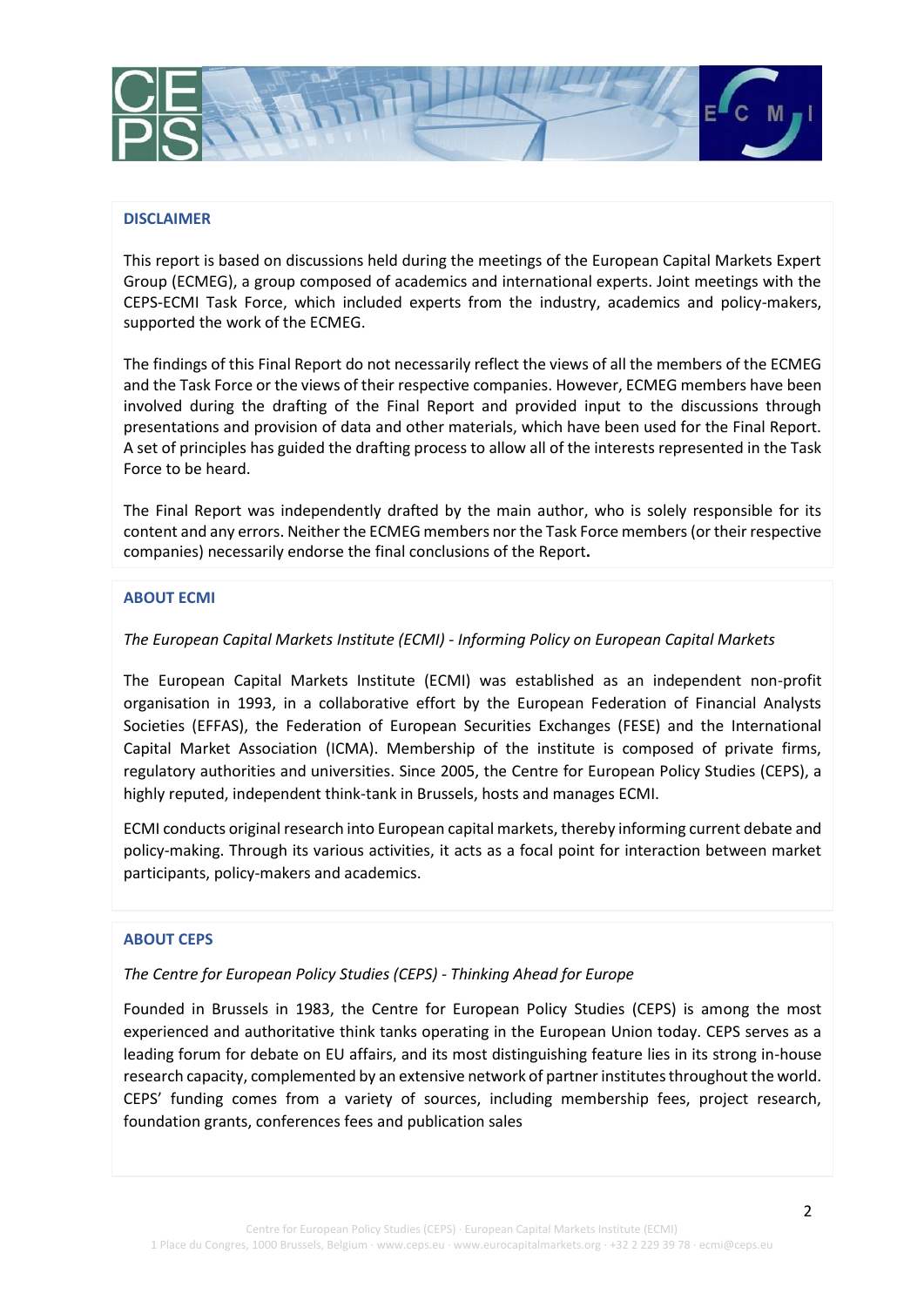## DISCLAIMER

This report is based on discussions held during the meetings of the European Capital Markets Expert Group (ECMEG), a group composed of academics and international experts. Joint meetings with the CEPS-ECMI Task Force, which included experts from the industry, academics and policy-makers, supported the work of the ECMEG.

The findings of this Final Report do not necessarily reflect the views of all the members of the ECMEG and the Task Force or the views of their respective companies. However, ECMEG members have been involved during the drafting of the Final Report and provided input to the discussions through presentations and provision of data and other materials, which have been used for the Final Report. A set of principles has guided the drafting process to allow all of the interests represented in the Task Force to be heard.

The Final Report was independently drafted by the main author, who is solely responsible for its content and any errors. Neither the ECMEG members nor the Task Force members (or their respective companies) necessarily endorse the final conclusions of the Report**.**

## ABOUT ECMI

*The European Capital Markets Institute (ECMI) - Informing Policy on European Capital Markets*

The European Capital Markets Institute (ECMI) was established as an independent non-profit organisation in 1993, in a collaborative effort by the European Federation of Financial Analysts Societies (EFFAS), the Federation of European Securities Exchanges (FESE) and the International Capital Market Association (ICMA). Membership of the institute is composed of private firms, regulatory authorities and universities. Since 2005, the Centre for European Policy Studies (CEPS), a highly reputed, independent think-tank in Brussels, hosts and manages ECMI.

ECMI conducts original research into European capital markets, thereby informing current debate and policy-making. Through its various activities, it acts as a focal point for interaction between market participants, policy-makers and academics.

## ABOUT CEPS

*The Centre for European Policy Studies (CEPS) - Thinking Ahead for Europe*

Founded in Brussels in 1983, the Centre for European Policy Studies (CEPS) is among the most experienced and authoritative think tanks operating in the European Union today. CEPS serves as a leading forum for debate on EU affairs, and its most distinguishing feature lies in its strong in-house research capacity, complemented by an extensive network of partner institutes throughout the world. CEPS' funding comes from a variety of sources, including membership fees, project research, foundation grants, conferences fees and publication sales